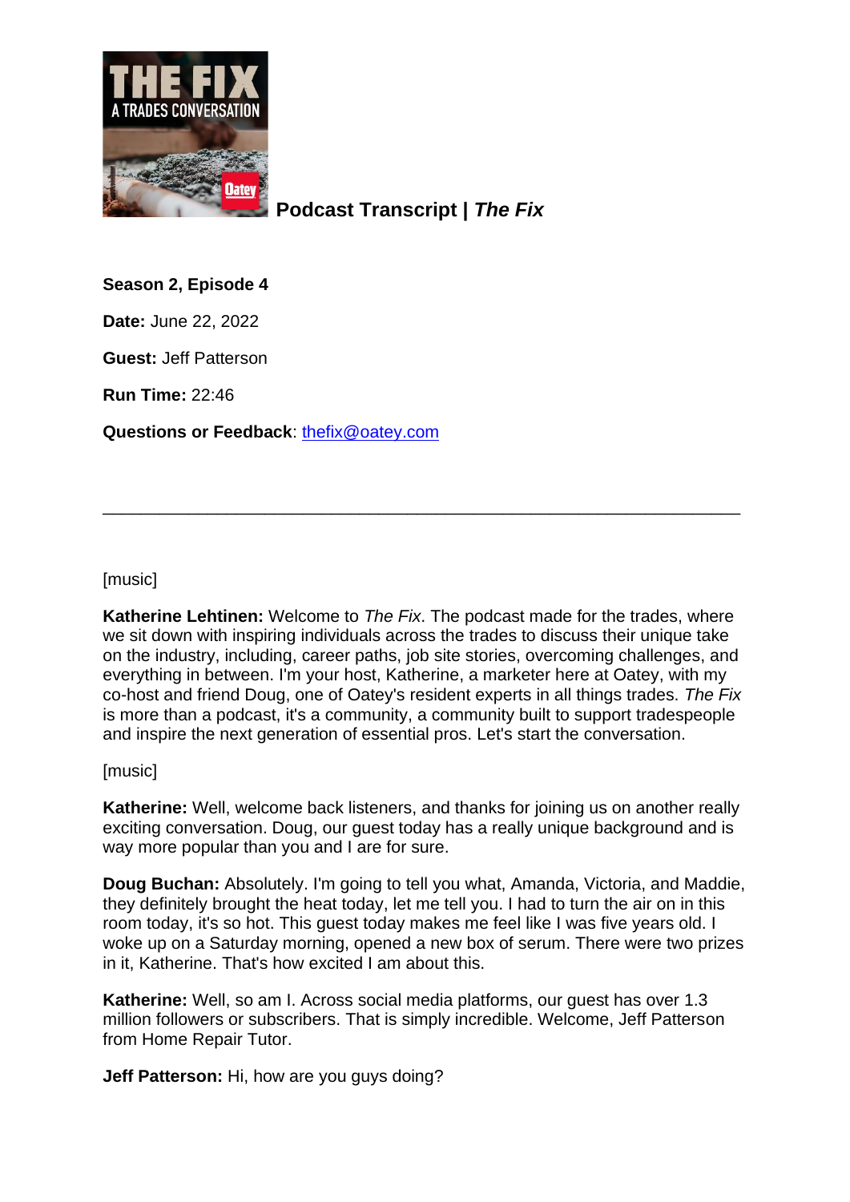# Podcast Transcript | *The Fix*

**Season 2, Episode 4**

**Date:** June 22, 2022

**Guest:** Jeff Patterson

**Run Time:** 22:46

**Questions or Feedback**: thefix@oatey.com

---

[music]

**Katherine Lehtinen:** Welcome to *The Fix*. The podcast made for the trades, where we sit down with inspiring individuals across the trades to discuss their unique take on the industry, including, career paths, job site stories, overcoming challenges, and everything in between. I'm your host, Katherine, a marketer here at Oatey, with my co-host and friend Doug, one of Oatey's resident experts in all things trades. *The Fix* is more than a podcast, it's a community, a community built to support tradespeople and inspire the next generation of essential pros. Let's start the conversation.

[music]

**Katherine:** Well, welcome back listeners, and thanks for joining us on another really exciting conversation. Doug, our guest today has a really unique background and is way more popular than you and I are for sure.

**Doug Buchan:** Absolutely. I'm going to tell you what, Amanda, Victoria, and Maddie, they definitely brought the heat today, let me tell you. I had to turn the air on in this room today, it's so hot. This guest today makes me feel like I was five years old. I woke up on a Saturday morning, opened a new box of serum. There were two prizes in it, Katherine. That's how excited I am about this.

**Katherine:** Well, so am I. Across social media platforms, our guest has over 1.3 million followers or subscribers. That is simply incredible. Welcome, Jeff Patterson from Home Repair Tutor.

**Jeff Patterson:** Hi, how are you guys doing?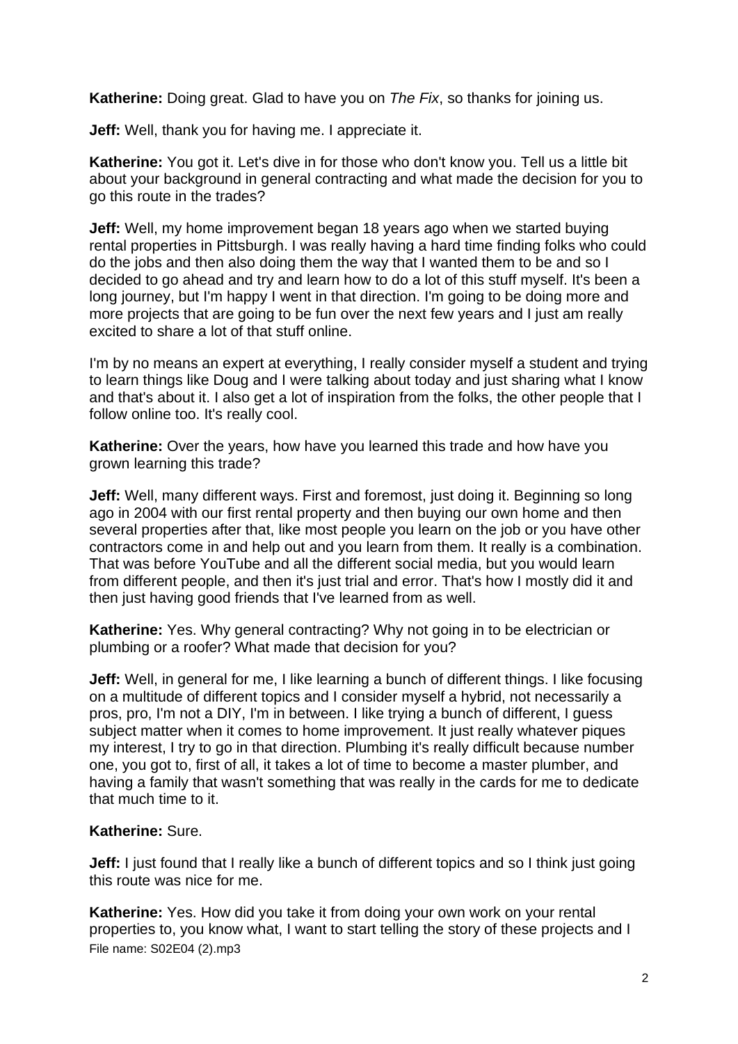**Katherine:** Doing great. Glad to have you on *The Fix*, so thanks for joining us.

**Jeff:** Well, thank you for having me. I appreciate it.

**Katherine:** You got it. Let's dive in for those who don't know you. Tell us a little bit about your background in general contracting and what made the decision for you to go this route in the trades?

**Jeff:** Well, my home improvement began 18 years ago when we started buying rental properties in Pittsburgh. I was really having a hard time finding folks who could do the jobs and then also doing them the way that I wanted them to be and so I decided to go ahead and try and learn how to do a lot of this stuff myself. It's been a long journey, but I'm happy I went in that direction. I'm going to be doing more and more projects that are going to be fun over the next few years and I just am really excited to share a lot of that stuff online.

I'm by no means an expert at everything, I really consider myself a student and trying to learn things like Doug and I were talking about today and just sharing what I know and that's about it. I also get a lot of inspiration from the folks, the other people that I follow online too. It's really cool.

**Katherine:** Over the years, how have you learned this trade and how have you grown learning this trade?

**Jeff:** Well, many different ways. First and foremost, just doing it. Beginning so long ago in 2004 with our first rental property and then buying our own home and then several properties after that, like most people you learn on the job or you have other contractors come in and help out and you learn from them. It really is a combination. That was before YouTube and all the different social media, but you would learn from different people, and then it's just trial and error. That's how I mostly did it and then just having good friends that I've learned from as well.

**Katherine:** Yes. Why general contracting? Why not going in to be electrician or plumbing or a roofer? What made that decision for you?

**Jeff:** Well, in general for me, I like learning a bunch of different things. I like focusing on a multitude of different topics and I consider myself a hybrid, not necessarily a pros, pro, I'm not a DIY, I'm in between. I like trying a bunch of different, I guess subject matter when it comes to home improvement. It just really whatever piques my interest, I try to go in that direction. Plumbing it's really difficult because number one, you got to, first of all, it takes a lot of time to become a master plumber, and having a family that wasn't something that was really in the cards for me to dedicate that much time to it.

**Katherine:** Sure.

**Jeff:** I just found that I really like a bunch of different topics and so I think just going this route was nice for me.

**Katherine:** Yes. How did you take it from doing your own work on your rental properties to, you know what, I want to start telling the story of these projects and I

File name: S02E04 (2).mp3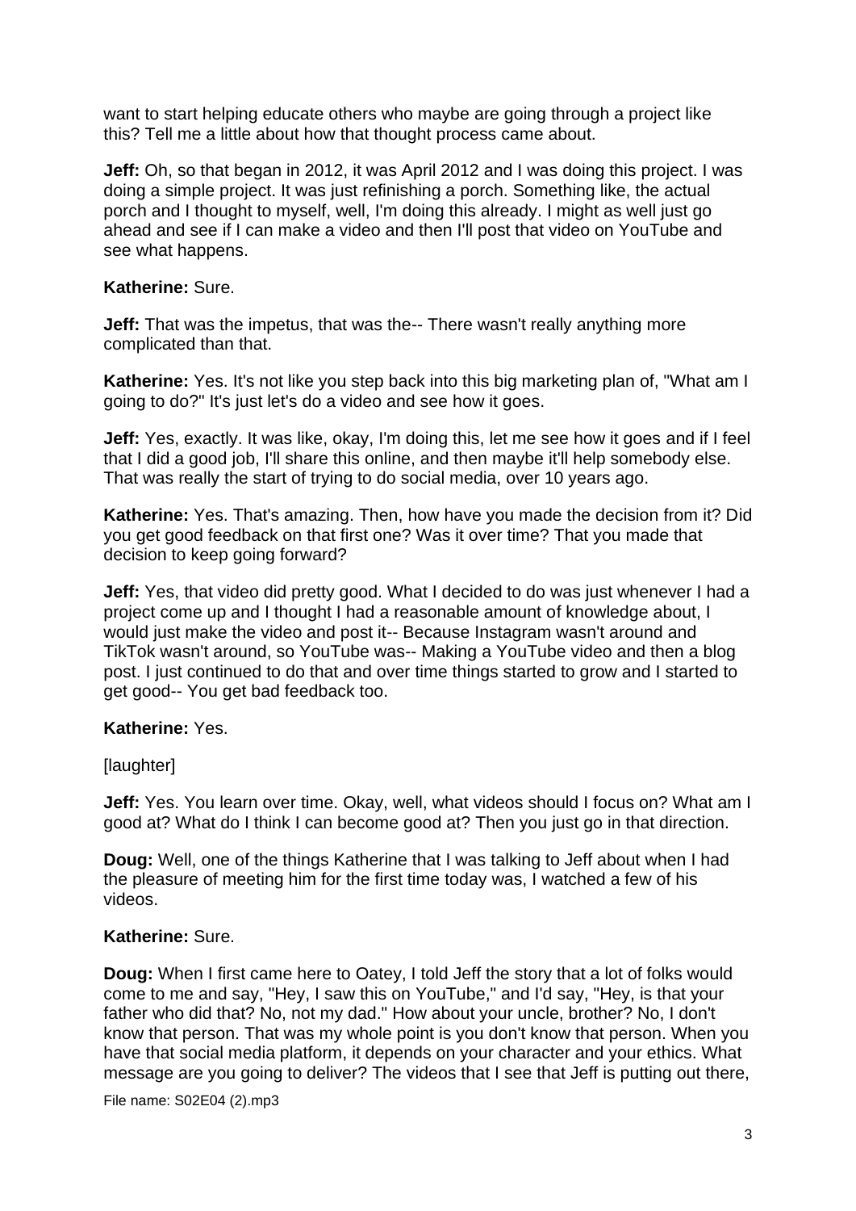want to start helping educate others who maybe are going through a project like this? Tell me a little about how that thought process came about.

**Jeff:** Oh, so that began in 2012, it was April 2012 and I was doing this project. I was doing a simple project. It was just refinishing a porch. Something like, the actual porch and I thought to myself, well, I'm doing this already. I might as well just go ahead and see if I can make a video and then I'll post that video on YouTube and see what happens.

**Katherine:** Sure.

**Jeff:** That was the impetus, that was the-- There wasn't really anything more complicated than that.

**Katherine:** Yes. It's not like you step back into this big marketing plan of, "What am I going to do?" It's just let's do a video and see how it goes.

**Jeff:** Yes, exactly. It was like, okay, I'm doing this, let me see how it goes and if I feel that I did a good job, I'll share this online, and then maybe it'll help somebody else. That was really the start of trying to do social media, over 10 years ago.

**Katherine:** Yes. That's amazing. Then, how have you made the decision from it? Did you get good feedback on that first one? Was it over time? That you made that decision to keep going forward?

**Jeff:** Yes, that video did pretty good. What I decided to do was just whenever I had a project come up and I thought I had a reasonable amount of knowledge about, I would just make the video and post it-- Because Instagram wasn't around and TikTok wasn't around, so YouTube was-- Making a YouTube video and then a blog post. I just continued to do that and over time things started to grow and I started to get good-- You get bad feedback too.

**Katherine:** Yes.

[laughter]

**Jeff:** Yes. You learn over time. Okay, well, what videos should I focus on? What am I good at? What do I think I can become good at? Then you just go in that direction.

**Doug:** Well, one of the things Katherine that I was talking to Jeff about when I had the pleasure of meeting him for the first time today was, I watched a few of his videos.

**Katherine:** Sure.

**Doug:** When I first came here to Oatey, I told Jeff the story that a lot of folks would come to me and say, "Hey, I saw this on YouTube," and I'd say, "Hey, is that your father who did that? No, not my dad." How about your uncle, brother? No, I don't know that person. That was my whole point is you don't know that person. When you have that social media platform, it depends on your character and your ethics. What message are you going to deliver? The videos that I see that Jeff is putting out there,

File name: S02E04 (2).mp3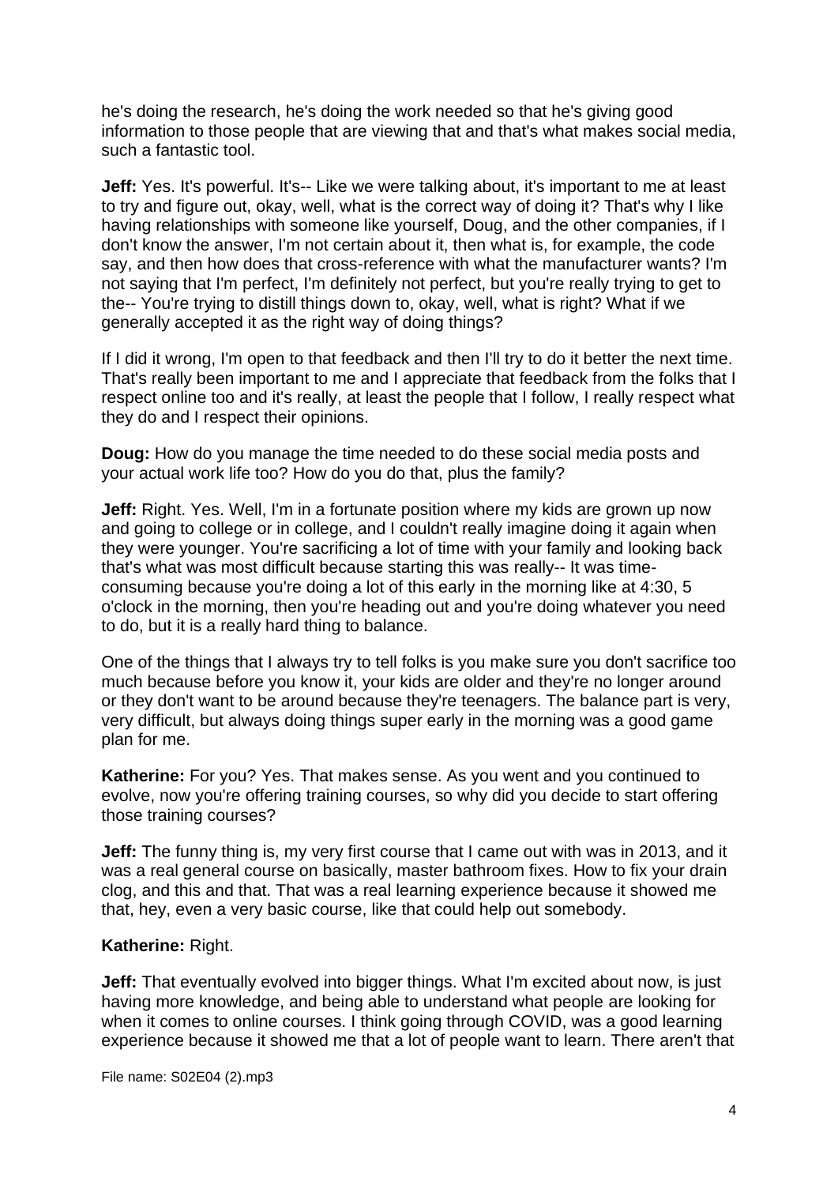he's doing the research, he's doing the work needed so that he's giving good information to those people that are viewing that and that's what makes social media, such a fantastic tool.

**Jeff:** Yes. It's powerful. It's-- Like we were talking about, it's important to me at least to try and figure out, okay, well, what is the correct way of doing it? That's why I like having relationships with someone like yourself, Doug, and the other companies, if I don't know the answer, I'm not certain about it, then what is, for example, the code say, and then how does that cross-reference with what the manufacturer wants? I'm not saying that I'm perfect, I'm definitely not perfect, but you're really trying to get to the-- You're trying to distill things down to, okay, well, what is right? What if we generally accepted it as the right way of doing things?

If I did it wrong, I'm open to that feedback and then I'll try to do it better the next time. That's really been important to me and I appreciate that feedback from the folks that I respect online too and it's really, at least the people that I follow, I really respect what they do and I respect their opinions.

**Doug:** How do you manage the time needed to do these social media posts and your actual work life too? How do you do that, plus the family?

**Jeff:** Right. Yes. Well, I'm in a fortunate position where my kids are grown up now and going to college or in college, and I couldn't really imagine doing it again when they were younger. You're sacrificing a lot of time with your family and looking back that's what was most difficult because starting this was really-- It was time-consuming because you're doing a lot of this early in the morning like at 4:30, 5 o'clock in the morning, then you're heading out and you're doing whatever you need to do, but it is a really hard thing to balance.

One of the things that I always try to tell folks is you make sure you don't sacrifice too much because before you know it, your kids are older and they're no longer around or they don't want to be around because they're teenagers. The balance part is very, very difficult, but always doing things super early in the morning was a good game plan for me.

**Katherine:** For you? Yes. That makes sense. As you went and you continued to evolve, now you're offering training courses, so why did you decide to start offering those training courses?

**Jeff:** The funny thing is, my very first course that I came out with was in 2013, and it was a real general course on basically, master bathroom fixes. How to fix your drain clog, and this and that. That was a real learning experience because it showed me that, hey, even a very basic course, like that could help out somebody.

**Katherine:** Right.

**Jeff:** That eventually evolved into bigger things. What I'm excited about now, is just having more knowledge, and being able to understand what people are looking for when it comes to online courses. I think going through COVID, was a good learning experience because it showed me that a lot of people want to learn. There aren't that

File name: S02E04 (2).mp3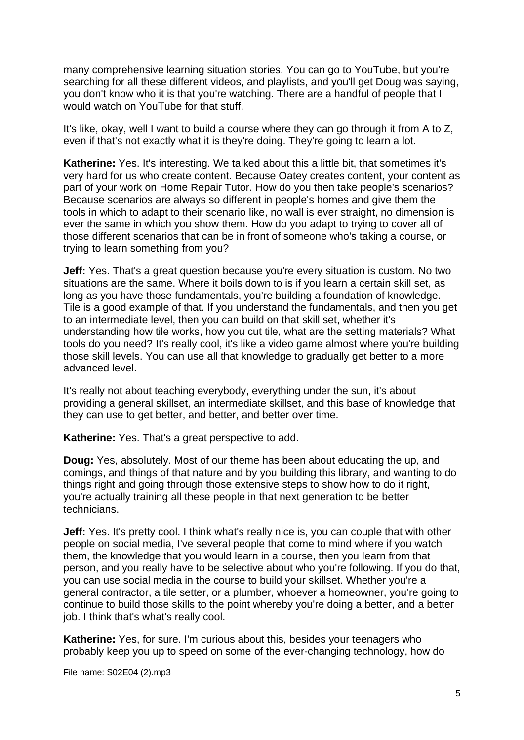many comprehensive learning situation stories. You can go to YouTube, but you're searching for all these different videos, and playlists, and you'll get Doug was saying, you don't know who it is that you're watching. There are a handful of people that I would watch on YouTube for that stuff.

It's like, okay, well I want to build a course where they can go through it from A to Z, even if that's not exactly what it is they're doing. They're going to learn a lot.

**Katherine:** Yes. It's interesting. We talked about this a little bit, that sometimes it's very hard for us who create content. Because Oatey creates content, your content as part of your work on Home Repair Tutor. How do you then take people's scenarios? Because scenarios are always so different in people's homes and give them the tools in which to adapt to their scenario like, no wall is ever straight, no dimension is ever the same in which you show them. How do you adapt to trying to cover all of those different scenarios that can be in front of someone who's taking a course, or trying to learn something from you?

**Jeff:** Yes. That's a great question because you're every situation is custom. No two situations are the same. Where it boils down to is if you learn a certain skill set, as long as you have those fundamentals, you're building a foundation of knowledge. Tile is a good example of that. If you understand the fundamentals, and then you get to an intermediate level, then you can build on that skill set, whether it's understanding how tile works, how you cut tile, what are the setting materials? What tools do you need? It's really cool, it's like a video game almost where you're building those skill levels. You can use all that knowledge to gradually get better to a more advanced level.

It's really not about teaching everybody, everything under the sun, it's about providing a general skillset, an intermediate skillset, and this base of knowledge that they can use to get better, and better, and better over time.

**Katherine:** Yes. That's a great perspective to add.

**Doug:** Yes, absolutely. Most of our theme has been about educating the up, and comings, and things of that nature and by you building this library, and wanting to do things right and going through those extensive steps to show how to do it right, you're actually training all these people in that next generation to be better technicians.

**Jeff:** Yes. It's pretty cool. I think what's really nice is, you can couple that with other people on social media, I've several people that come to mind where if you watch them, the knowledge that you would learn in a course, then you learn from that person, and you really have to be selective about who you're following. If you do that, you can use social media in the course to build your skillset. Whether you're a general contractor, a tile setter, or a plumber, whoever a homeowner, you're going to continue to build those skills to the point whereby you're doing a better, and a better job. I think that's what's really cool.

**Katherine:** Yes, for sure. I'm curious about this, besides your teenagers who probably keep you up to speed on some of the ever-changing technology, how do

File name: S02E04 (2).mp3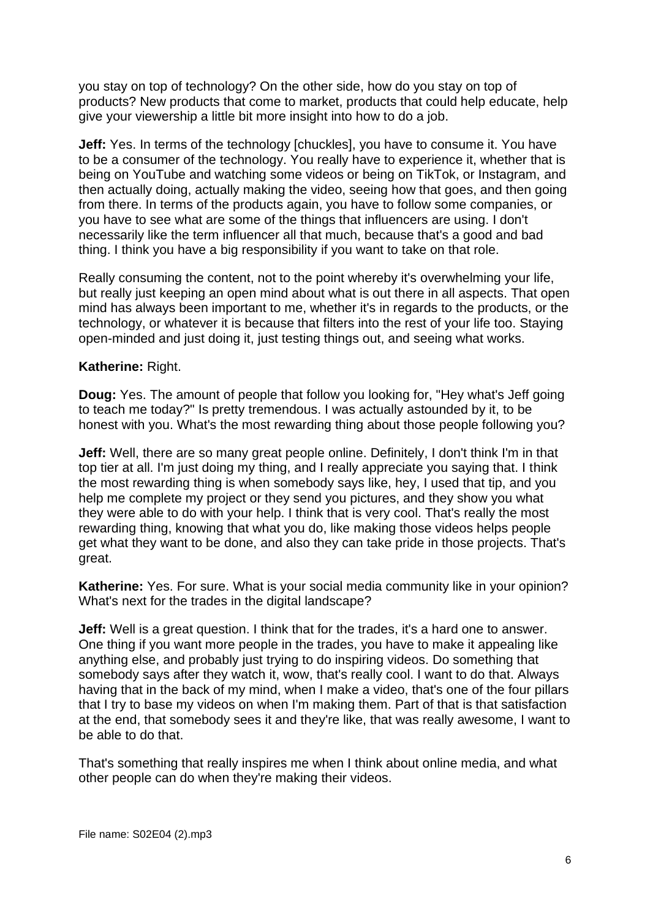you stay on top of technology? On the other side, how do you stay on top of products? New products that come to market, products that could help educate, help give your viewership a little bit more insight into how to do a job.

**Jeff:** Yes. In terms of the technology [chuckles], you have to consume it. You have to be a consumer of the technology. You really have to experience it, whether that is being on YouTube and watching some videos or being on TikTok, or Instagram, and then actually doing, actually making the video, seeing how that goes, and then going from there. In terms of the products again, you have to follow some companies, or you have to see what are some of the things that influencers are using. I don't necessarily like the term influencer all that much, because that's a good and bad thing. I think you have a big responsibility if you want to take on that role.

Really consuming the content, not to the point whereby it's overwhelming your life, but really just keeping an open mind about what is out there in all aspects. That open mind has always been important to me, whether it's in regards to the products, or the technology, or whatever it is because that filters into the rest of your life too. Staying open-minded and just doing it, just testing things out, and seeing what works.

**Katherine:** Right.

**Doug:** Yes. The amount of people that follow you looking for, "Hey what's Jeff going to teach me today?" Is pretty tremendous. I was actually astounded by it, to be honest with you. What's the most rewarding thing about those people following you?

**Jeff:** Well, there are so many great people online. Definitely, I don't think I'm in that top tier at all. I'm just doing my thing, and I really appreciate you saying that. I think the most rewarding thing is when somebody says like, hey, I used that tip, and you help me complete my project or they send you pictures, and they show you what they were able to do with your help. I think that is very cool. That's really the most rewarding thing, knowing that what you do, like making those videos helps people get what they want to be done, and also they can take pride in those projects. That's great.

**Katherine:** Yes. For sure. What is your social media community like in your opinion? What's next for the trades in the digital landscape?

**Jeff:** Well is a great question. I think that for the trades, it's a hard one to answer. One thing if you want more people in the trades, you have to make it appealing like anything else, and probably just trying to do inspiring videos. Do something that somebody says after they watch it, wow, that's really cool. I want to do that. Always having that in the back of my mind, when I make a video, that's one of the four pillars that I try to base my videos on when I'm making them. Part of that is that satisfaction at the end, that somebody sees it and they're like, that was really awesome, I want to be able to do that.

That's something that really inspires me when I think about online media, and what other people can do when they're making their videos.

File name: S02E04 (2).mp3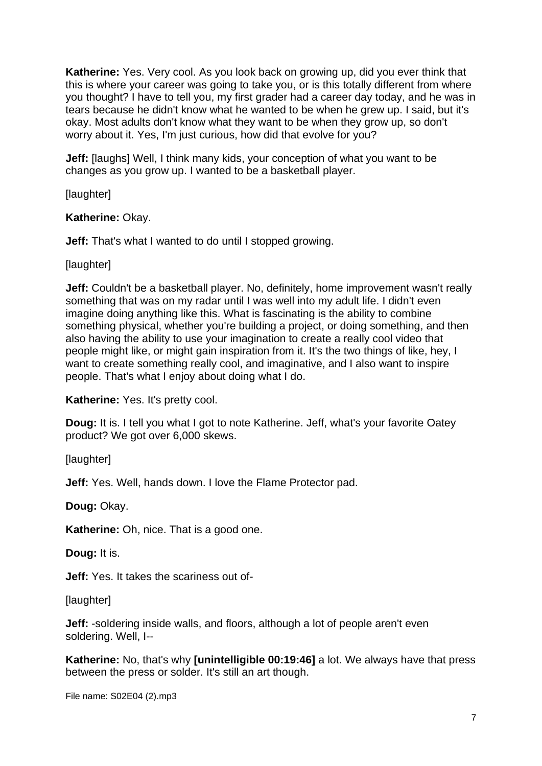**Katherine:** Yes. Very cool. As you look back on growing up, did you ever think that this is where your career was going to take you, or is this totally different from where you thought? I have to tell you, my first grader had a career day today, and he was in tears because he didn't know what he wanted to be when he grew up. I said, but it's okay. Most adults don't know what they want to be when they grow up, so don't worry about it. Yes, I'm just curious, how did that evolve for you?

**Jeff:** [laughs] Well, I think many kids, your conception of what you want to be changes as you grow up. I wanted to be a basketball player.

[laughter]

**Katherine:** Okay.

**Jeff:** That's what I wanted to do until I stopped growing.

[laughter]

**Jeff:** Couldn't be a basketball player. No, definitely, home improvement wasn't really something that was on my radar until I was well into my adult life. I didn't even imagine doing anything like this. What is fascinating is the ability to combine something physical, whether you're building a project, or doing something, and then also having the ability to use your imagination to create a really cool video that people might like, or might gain inspiration from it. It's the two things of like, hey, I want to create something really cool, and imaginative, and I also want to inspire people. That's what I enjoy about doing what I do.

**Katherine:** Yes. It's pretty cool.

**Doug:** It is. I tell you what I got to note Katherine. Jeff, what's your favorite Oatey product? We got over 6,000 skews.

[laughter]

**Jeff:** Yes. Well, hands down. I love the Flame Protector pad.

**Doug:** Okay.

**Katherine:** Oh, nice. That is a good one.

**Doug:** It is.

**Jeff:** Yes. It takes the scariness out of-

[laughter]

**Jeff:** -soldering inside walls, and floors, although a lot of people aren't even soldering. Well, I--

**Katherine:** No, that's why **[unintelligible 00:19:46]** a lot. We always have that press between the press or solder. It's still an art though.

File name: S02E04 (2).mp3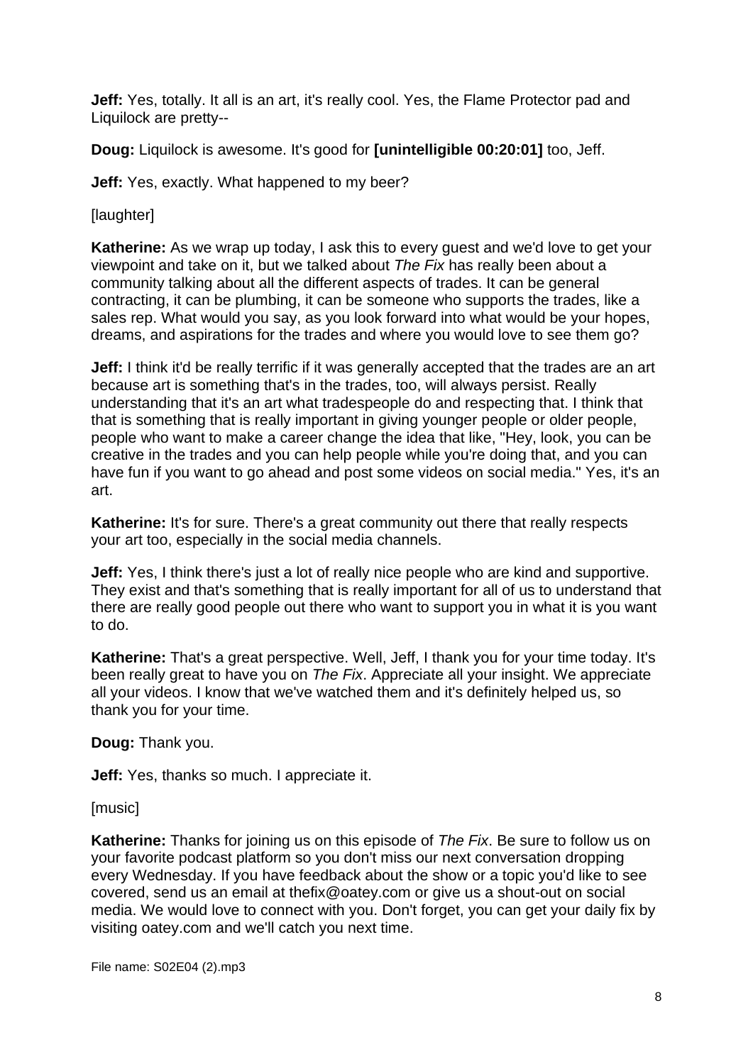**Jeff:** Yes, totally. It all is an art, it's really cool. Yes, the Flame Protector pad and Liquilock are pretty--

**Doug:** Liquilock is awesome. It's good for **[unintelligible 00:20:01]** too, Jeff.

**Jeff:** Yes, exactly. What happened to my beer?

[laughter]

**Katherine:** As we wrap up today, I ask this to every guest and we'd love to get your viewpoint and take on it, but we talked about *The Fix* has really been about a community talking about all the different aspects of trades. It can be general contracting, it can be plumbing, it can be someone who supports the trades, like a sales rep. What would you say, as you look forward into what would be your hopes, dreams, and aspirations for the trades and where you would love to see them go?

**Jeff:** I think it'd be really terrific if it was generally accepted that the trades are an art because art is something that's in the trades, too, will always persist. Really understanding that it's an art what tradespeople do and respecting that. I think that that is something that is really important in giving younger people or older people, people who want to make a career change the idea that like, "Hey, look, you can be creative in the trades and you can help people while you're doing that, and you can have fun if you want to go ahead and post some videos on social media." Yes, it's an art.

**Katherine:** It's for sure. There's a great community out there that really respects your art too, especially in the social media channels.

**Jeff:** Yes, I think there's just a lot of really nice people who are kind and supportive. They exist and that's something that is really important for all of us to understand that there are really good people out there who want to support you in what it is you want to do.

**Katherine:** That's a great perspective. Well, Jeff, I thank you for your time today. It's been really great to have you on *The Fix*. Appreciate all your insight. We appreciate all your videos. I know that we've watched them and it's definitely helped us, so thank you for your time.

**Doug:** Thank you.

**Jeff:** Yes, thanks so much. I appreciate it.

[music]

**Katherine:** Thanks for joining us on this episode of *The Fix*. Be sure to follow us on your favorite podcast platform so you don't miss our next conversation dropping every Wednesday. If you have feedback about the show or a topic you'd like to see covered, send us an email at thefix@oatey.com or give us a shout-out on social media. We would love to connect with you. Don't forget, you can get your daily fix by visiting oatey.com and we'll catch you next time.

File name: S02E04 (2).mp3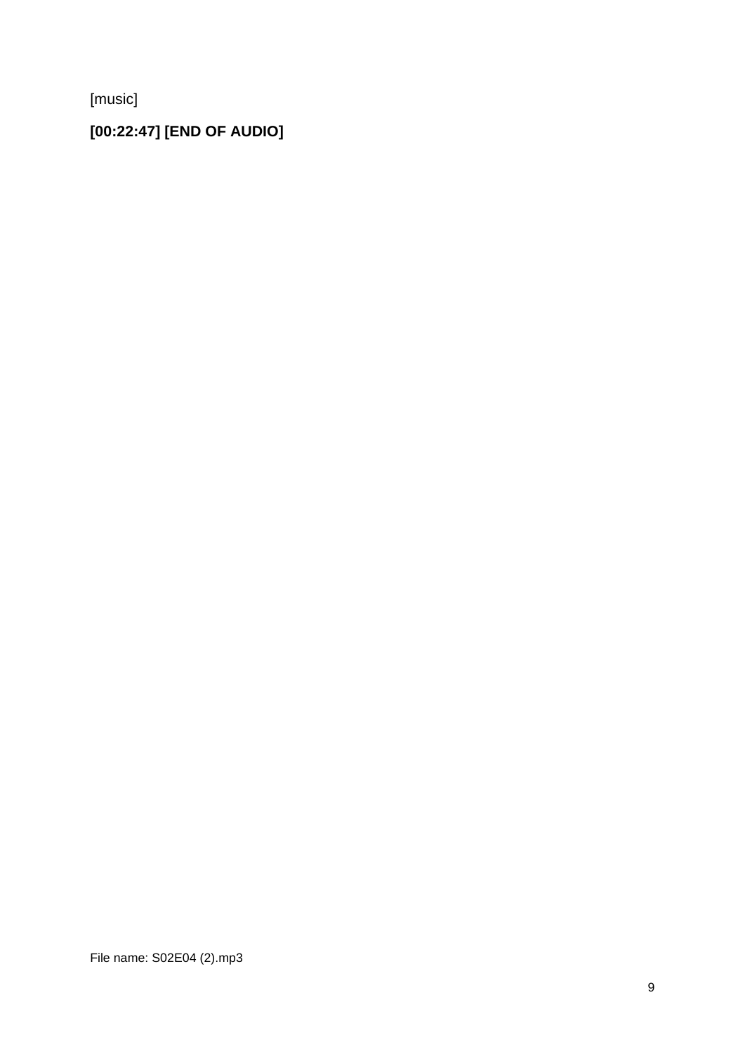[music]

**[00:22:47] [END OF AUDIO]**

File name: S02E04 (2).mp3